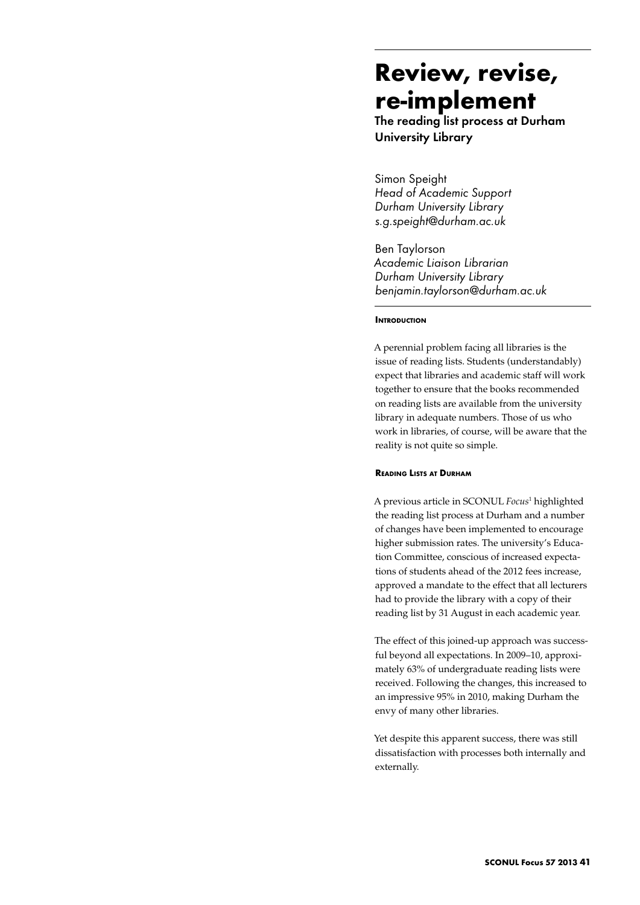# Review, revise, re-implement

## The reading list process at Durham University Library

Simon Speight
*Head of Academic Support*
*Durham University Library*
*s.g.speight@durham.ac.uk*

Ben Taylorson
*Academic Liaison Librarian*
*Durham University Library*
*benjamin.taylorson@durham.ac.uk*

### Introduction

A perennial problem facing all libraries is the issue of reading lists. Students (understandably) expect that libraries and academic staff will work together to ensure that the books recommended on reading lists are available from the university library in adequate numbers. Those of us who work in libraries, of course, will be aware that the reality is not quite so simple.

### Reading Lists at Durham

A previous article in SCONUL *Focus*[1] highlighted the reading list process at Durham and a number of changes have been implemented to encourage higher submission rates. The university's Education Committee, conscious of increased expectations of students ahead of the 2012 fees increase, approved a mandate to the effect that all lecturers had to provide the library with a copy of their reading list by 31 August in each academic year.

The effect of this joined-up approach was successful beyond all expectations. In 2009–10, approximately 63% of undergraduate reading lists were received. Following the changes, this increased to an impressive 95% in 2010, making Durham the envy of many other libraries.

Yet despite this apparent success, there was still dissatisfaction with processes both internally and externally.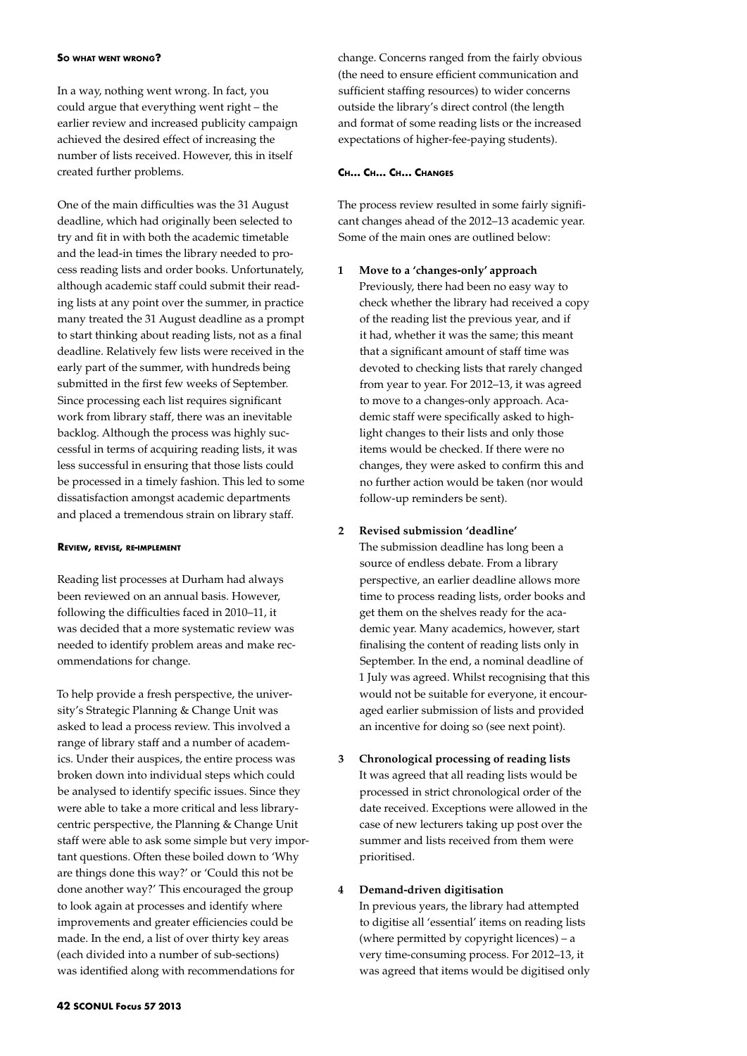### So what went wrong?

In a way, nothing went wrong. In fact, you could argue that everything went right – the earlier review and increased publicity campaign achieved the desired effect of increasing the number of lists received. However, this in itself created further problems.

One of the main difficulties was the 31 August deadline, which had originally been selected to try and fit in with both the academic timetable and the lead-in times the library needed to process reading lists and order books. Unfortunately, although academic staff could submit their reading lists at any point over the summer, in practice many treated the 31 August deadline as a prompt to start thinking about reading lists, not as a final deadline. Relatively few lists were received in the early part of the summer, with hundreds being submitted in the first few weeks of September. Since processing each list requires significant work from library staff, there was an inevitable backlog. Although the process was highly successful in terms of acquiring reading lists, it was less successful in ensuring that those lists could be processed in a timely fashion. This led to some dissatisfaction amongst academic departments and placed a tremendous strain on library staff.

### Review, revise, re-implement

Reading list processes at Durham had always been reviewed on an annual basis. However, following the difficulties faced in 2010–11, it was decided that a more systematic review was needed to identify problem areas and make recommendations for change.

To help provide a fresh perspective, the university's Strategic Planning & Change Unit was asked to lead a process review. This involved a range of library staff and a number of academics. Under their auspices, the entire process was broken down into individual steps which could be analysed to identify specific issues. Since they were able to take a more critical and less library-centric perspective, the Planning & Change Unit staff were able to ask some simple but very important questions. Often these boiled down to 'Why are things done this way?' or 'Could this not be done another way?' This encouraged the group to look again at processes and identify where improvements and greater efficiencies could be made. In the end, a list of over thirty key areas (each divided into a number of sub-sections) was identified along with recommendations for change. Concerns ranged from the fairly obvious (the need to ensure efficient communication and sufficient staffing resources) to wider concerns outside the library's direct control (the length and format of some reading lists or the increased expectations of higher-fee-paying students).

### Ch… Ch… Ch… Changes

The process review resulted in some fairly significant changes ahead of the 2012–13 academic year. Some of the main ones are outlined below:

1. **Move to a 'changes-only' approach**
   Previously, there had been no easy way to check whether the library had received a copy of the reading list the previous year, and if it had, whether it was the same; this meant that a significant amount of staff time was devoted to checking lists that rarely changed from year to year. For 2012–13, it was agreed to move to a changes-only approach. Academic staff were specifically asked to highlight changes to their lists and only those items would be checked. If there were no changes, they were asked to confirm this and no further action would be taken (nor would follow-up reminders be sent).

2. **Revised submission 'deadline'**
   The submission deadline has long been a source of endless debate. From a library perspective, an earlier deadline allows more time to process reading lists, order books and get them on the shelves ready for the academic year. Many academics, however, start finalising the content of reading lists only in September. In the end, a nominal deadline of 1 July was agreed. Whilst recognising that this would not be suitable for everyone, it encouraged earlier submission of lists and provided an incentive for doing so (see next point).

3. **Chronological processing of reading lists**
   It was agreed that all reading lists would be processed in strict chronological order of the date received. Exceptions were allowed in the case of new lecturers taking up post over the summer and lists received from them were prioritised.

4. **Demand-driven digitisation**
   In previous years, the library had attempted to digitise all 'essential' items on reading lists (where permitted by copyright licences) – a very time-consuming process. For 2012–13, it was agreed that items would be digitised only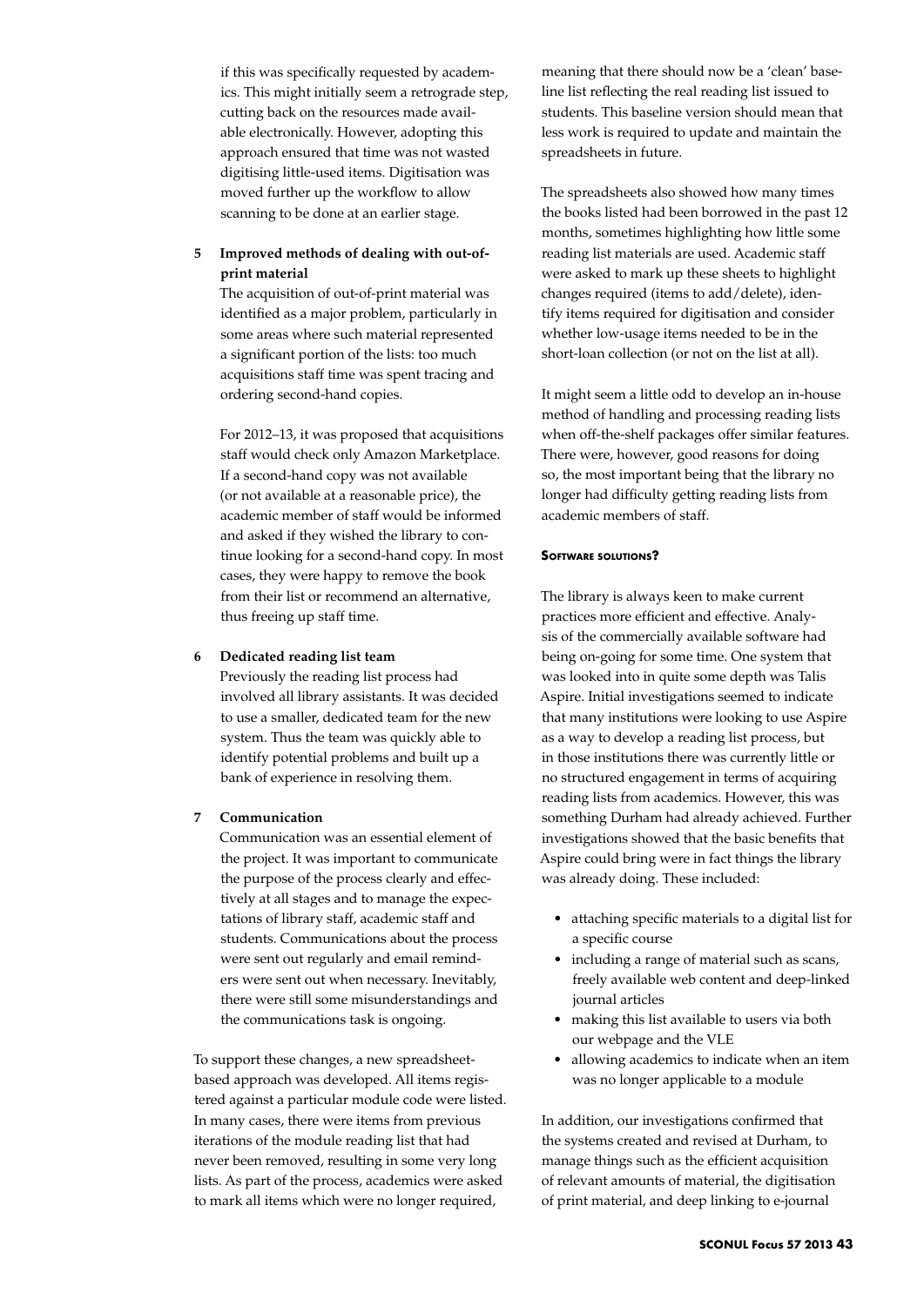if this was specifically requested by academics. This might initially seem a retrograde step, cutting back on the resources made available electronically. However, adopting this approach ensured that time was not wasted digitising little-used items. Digitisation was moved further up the workflow to allow scanning to be done at an earlier stage.

5 **Improved methods of dealing with out-of-print material**

The acquisition of out-of-print material was identified as a major problem, particularly in some areas where such material represented a significant portion of the lists: too much acquisitions staff time was spent tracing and ordering second-hand copies.

For 2012–13, it was proposed that acquisitions staff would check only Amazon Marketplace. If a second-hand copy was not available (or not available at a reasonable price), the academic member of staff would be informed and asked if they wished the library to continue looking for a second-hand copy. In most cases, they were happy to remove the book from their list or recommend an alternative, thus freeing up staff time.

6 **Dedicated reading list team**

Previously the reading list process had involved all library assistants. It was decided to use a smaller, dedicated team for the new system. Thus the team was quickly able to identify potential problems and built up a bank of experience in resolving them.

7 **Communication**

Communication was an essential element of the project. It was important to communicate the purpose of the process clearly and effectively at all stages and to manage the expectations of library staff, academic staff and students. Communications about the process were sent out regularly and email reminders were sent out when necessary. Inevitably, there were still some misunderstandings and the communications task is ongoing.

To support these changes, a new spreadsheet-based approach was developed. All items registered against a particular module code were listed. In many cases, there were items from previous iterations of the module reading list that had never been removed, resulting in some very long lists. As part of the process, academics were asked to mark all items which were no longer required, meaning that there should now be a 'clean' baseline list reflecting the real reading list issued to students. This baseline version should mean that less work is required to update and maintain the spreadsheets in future.

The spreadsheets also showed how many times the books listed had been borrowed in the past 12 months, sometimes highlighting how little some reading list materials are used. Academic staff were asked to mark up these sheets to highlight changes required (items to add/delete), identify items required for digitisation and consider whether low-usage items needed to be in the short-loan collection (or not on the list at all).

It might seem a little odd to develop an in-house method of handling and processing reading lists when off-the-shelf packages offer similar features. There were, however, good reasons for doing so, the most important being that the library no longer had difficulty getting reading lists from academic members of staff.

#### Software solutions?

The library is always keen to make current practices more efficient and effective. Analysis of the commercially available software had being on-going for some time. One system that was looked into in quite some depth was Talis Aspire. Initial investigations seemed to indicate that many institutions were looking to use Aspire as a way to develop a reading list process, but in those institutions there was currently little or no structured engagement in terms of acquiring reading lists from academics. However, this was something Durham had already achieved. Further investigations showed that the basic benefits that Aspire could bring were in fact things the library was already doing. These included:

- attaching specific materials to a digital list for a specific course
- including a range of material such as scans, freely available web content and deep-linked journal articles
- making this list available to users via both our webpage and the VLE
- allowing academics to indicate when an item was no longer applicable to a module

In addition, our investigations confirmed that the systems created and revised at Durham, to manage things such as the efficient acquisition of relevant amounts of material, the digitisation of print material, and deep linking to e-journal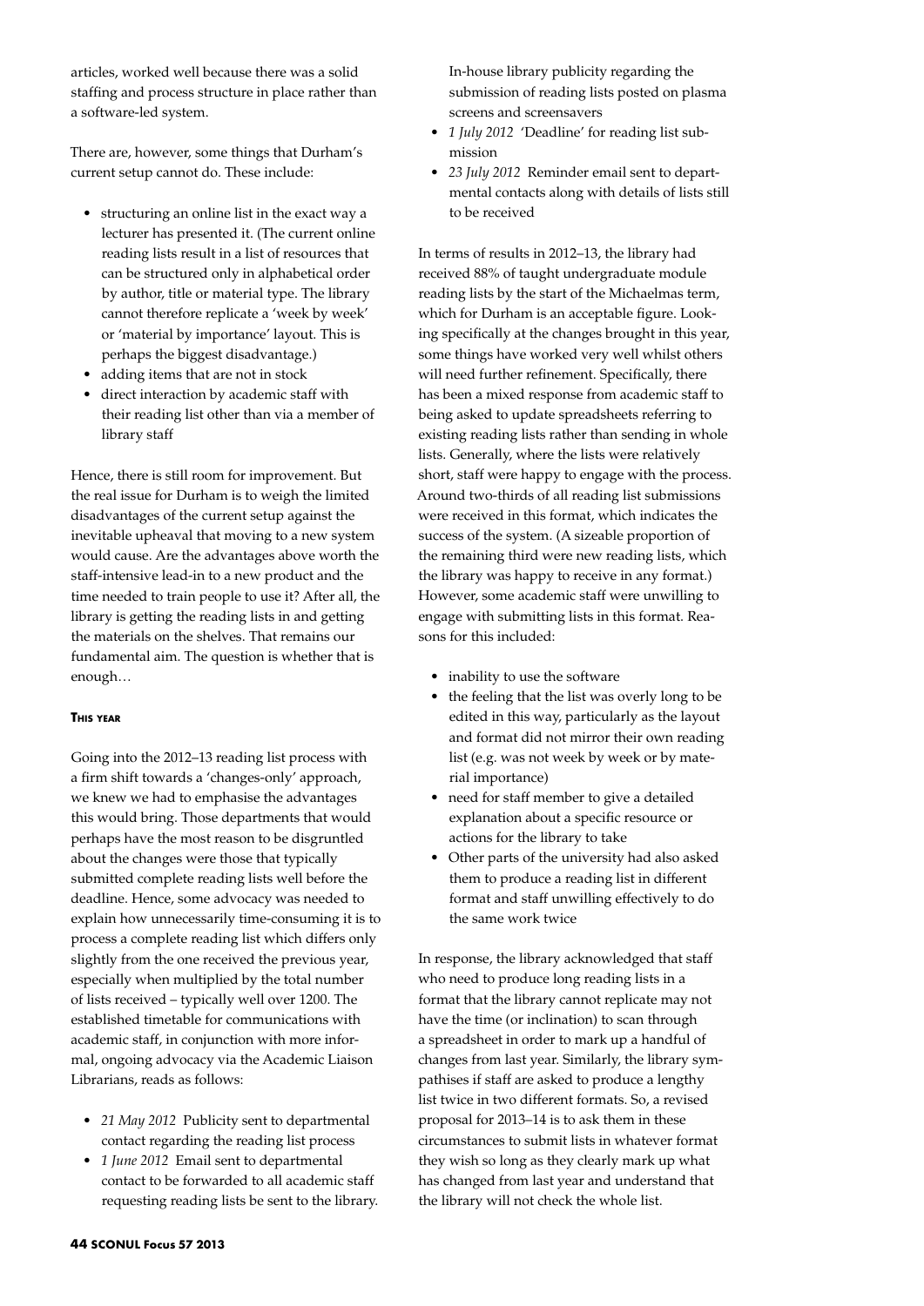articles, worked well because there was a solid staffing and process structure in place rather than a software-led system.

There are, however, some things that Durham's current setup cannot do. These include:

- structuring an online list in the exact way a lecturer has presented it. (The current online reading lists result in a list of resources that can be structured only in alphabetical order by author, title or material type. The library cannot therefore replicate a 'week by week' or 'material by importance' layout. This is perhaps the biggest disadvantage.)
- adding items that are not in stock
- direct interaction by academic staff with their reading list other than via a member of library staff

Hence, there is still room for improvement. But the real issue for Durham is to weigh the limited disadvantages of the current setup against the inevitable upheaval that moving to a new system would cause. Are the advantages above worth the staff-intensive lead-in to a new product and the time needed to train people to use it? After all, the library is getting the reading lists in and getting the materials on the shelves. That remains our fundamental aim. The question is whether that is enough…

#### This year

Going into the 2012–13 reading list process with a firm shift towards a 'changes-only' approach, we knew we had to emphasise the advantages this would bring. Those departments that would perhaps have the most reason to be disgruntled about the changes were those that typically submitted complete reading lists well before the deadline. Hence, some advocacy was needed to explain how unnecessarily time-consuming it is to process a complete reading list which differs only slightly from the one received the previous year, especially when multiplied by the total number of lists received – typically well over 1200. The established timetable for communications with academic staff, in conjunction with more informal, ongoing advocacy via the Academic Liaison Librarians, reads as follows:

- *21 May 2012* Publicity sent to departmental contact regarding the reading list process
- *1 June 2012* Email sent to departmental contact to be forwarded to all academic staff requesting reading lists be sent to the library. In-house library publicity regarding the submission of reading lists posted on plasma screens and screensavers
- *1 July 2012* 'Deadline' for reading list submission
- *23 July 2012* Reminder email sent to departmental contacts along with details of lists still to be received

In terms of results in 2012–13, the library had received 88% of taught undergraduate module reading lists by the start of the Michaelmas term, which for Durham is an acceptable figure. Looking specifically at the changes brought in this year, some things have worked very well whilst others will need further refinement. Specifically, there has been a mixed response from academic staff to being asked to update spreadsheets referring to existing reading lists rather than sending in whole lists. Generally, where the lists were relatively short, staff were happy to engage with the process. Around two-thirds of all reading list submissions were received in this format, which indicates the success of the system. (A sizeable proportion of the remaining third were new reading lists, which the library was happy to receive in any format.) However, some academic staff were unwilling to engage with submitting lists in this format. Reasons for this included:

- inability to use the software
- the feeling that the list was overly long to be edited in this way, particularly as the layout and format did not mirror their own reading list (e.g. was not week by week or by material importance)
- need for staff member to give a detailed explanation about a specific resource or actions for the library to take
- Other parts of the university had also asked them to produce a reading list in different format and staff unwilling effectively to do the same work twice

In response, the library acknowledged that staff who need to produce long reading lists in a format that the library cannot replicate may not have the time (or inclination) to scan through a spreadsheet in order to mark up a handful of changes from last year. Similarly, the library sympathises if staff are asked to produce a lengthy list twice in two different formats. So, a revised proposal for 2013–14 is to ask them in these circumstances to submit lists in whatever format they wish so long as they clearly mark up what has changed from last year and understand that the library will not check the whole list.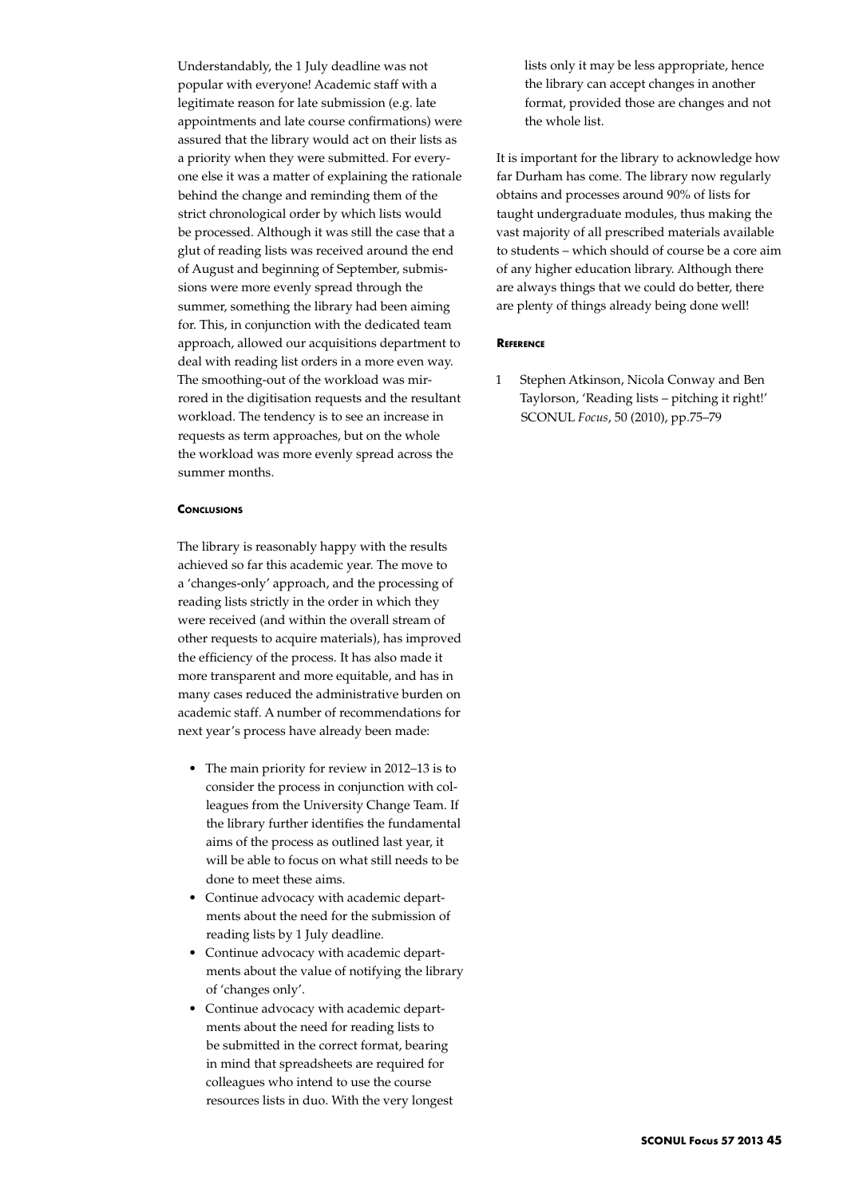Understandably, the 1 July deadline was not popular with everyone! Academic staff with a legitimate reason for late submission (e.g. late appointments and late course confirmations) were assured that the library would act on their lists as a priority when they were submitted. For everyone else it was a matter of explaining the rationale behind the change and reminding them of the strict chronological order by which lists would be processed. Although it was still the case that a glut of reading lists was received around the end of August and beginning of September, submissions were more evenly spread through the summer, something the library had been aiming for. This, in conjunction with the dedicated team approach, allowed our acquisitions department to deal with reading list orders in a more even way. The smoothing-out of the workload was mirrored in the digitisation requests and the resultant workload. The tendency is to see an increase in requests as term approaches, but on the whole the workload was more evenly spread across the summer months.

#### Conclusions

The library is reasonably happy with the results achieved so far this academic year. The move to a 'changes-only' approach, and the processing of reading lists strictly in the order in which they were received (and within the overall stream of other requests to acquire materials), has improved the efficiency of the process. It has also made it more transparent and more equitable, and has in many cases reduced the administrative burden on academic staff. A number of recommendations for next year's process have already been made:

- The main priority for review in 2012–13 is to consider the process in conjunction with colleagues from the University Change Team. If the library further identifies the fundamental aims of the process as outlined last year, it will be able to focus on what still needs to be done to meet these aims.
- Continue advocacy with academic departments about the need for the submission of reading lists by 1 July deadline.
- Continue advocacy with academic departments about the value of notifying the library of 'changes only'.
- Continue advocacy with academic departments about the need for reading lists to be submitted in the correct format, bearing in mind that spreadsheets are required for colleagues who intend to use the course resources lists in duo. With the very longest lists only it may be less appropriate, hence the library can accept changes in another format, provided those are changes and not the whole list.

It is important for the library to acknowledge how far Durham has come. The library now regularly obtains and processes around 90% of lists for taught undergraduate modules, thus making the vast majority of all prescribed materials available to students – which should of course be a core aim of any higher education library. Although there are always things that we could do better, there are plenty of things already being done well!

#### Reference

1. Stephen Atkinson, Nicola Conway and Ben Taylorson, 'Reading lists – pitching it right!' SCONUL *Focus*, 50 (2010), pp.75–79